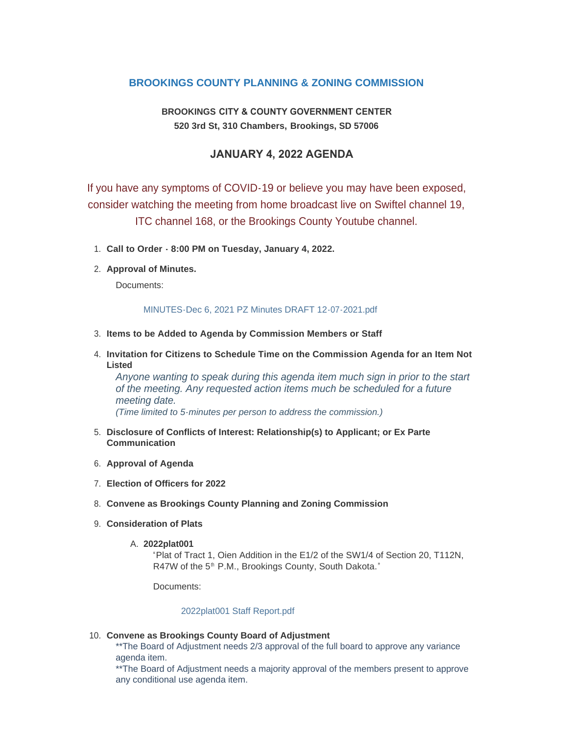# BROOKINGS COUNTY PLANNING & ZONING COMMISSION

**BROOKINGS CITY & COUNTY GOVERNMENT CENTER**
**520 3rd St, 310 Chambers, Brookings, SD 57006**

## JANUARY 4, 2022 AGENDA

If you have any symptoms of COVID-19 or believe you may have been exposed, consider watching the meeting from home broadcast live on Swiftel channel 19, ITC channel 168, or the Brookings County Youtube channel.

1. **Call to Order - 8:00 PM on Tuesday, January 4, 2022.**
2. **Approval of Minutes.**

   Documents:

   MINUTES-Dec 6, 2021 PZ Minutes DRAFT 12-07-2021.pdf

3. **Items to be Added to Agenda by Commission Members or Staff**
4. **Invitation for Citizens to Schedule Time on the Commission Agenda for an Item Not Listed**

   *Anyone wanting to speak during this agenda item much sign in prior to the start of the meeting. Any requested action items much be scheduled for a future meeting date.*
   *(Time limited to 5-minutes per person to address the commission.)*

5. **Disclosure of Conflicts of Interest: Relationship(s) to Applicant; or Ex Parte Communication**
6. **Approval of Agenda**
7. **Election of Officers for 2022**
8. **Convene as Brookings County Planning and Zoning Commission**
9. **Consideration of Plats**

   A. **2022plat001**

      "Plat of Tract 1, Oien Addition in the E1/2 of the SW1/4 of Section 20, T112N, R47W of the 5th P.M., Brookings County, South Dakota."

      Documents:

      2022plat001 Staff Report.pdf

10. **Convene as Brookings County Board of Adjustment**

    **The Board of Adjustment needs 2/3 approval of the full board to approve any variance agenda item.
    **The Board of Adjustment needs a majority approval of the members present to approve any conditional use agenda item.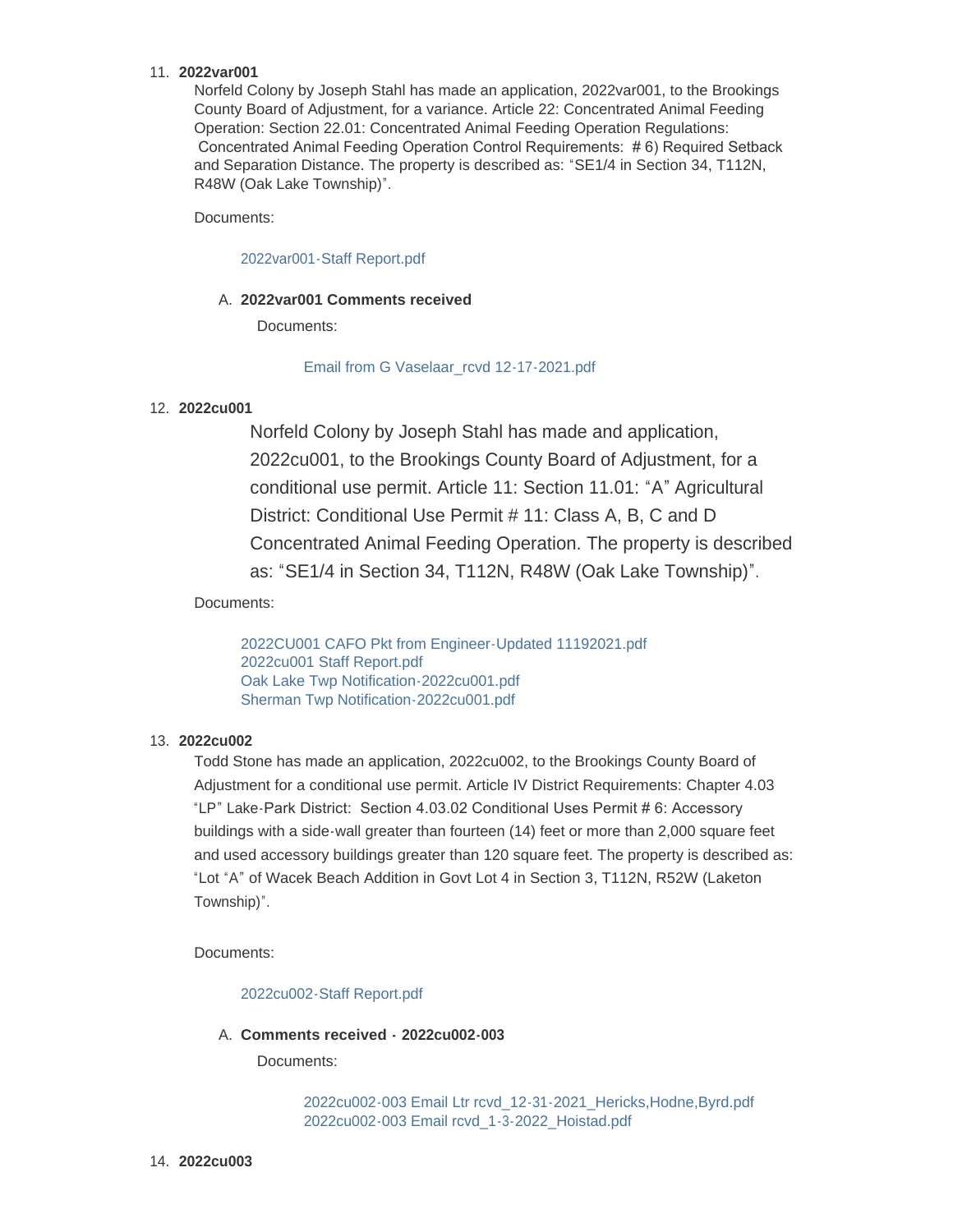11. **2022var001**

    Norfeld Colony by Joseph Stahl has made an application, 2022var001, to the Brookings County Board of Adjustment, for a variance. Article 22: Concentrated Animal Feeding Operation: Section 22.01: Concentrated Animal Feeding Operation Regulations: Concentrated Animal Feeding Operation Control Requirements: # 6) Required Setback and Separation Distance. The property is described as: "SE1/4 in Section 34, T112N, R48W (Oak Lake Township)".

    Documents:

    2022var001-Staff Report.pdf

    A. **2022var001 Comments received**

       Documents:

       Email from G Vaselaar_rcvd 12-17-2021.pdf

12. **2022cu001**

    Norfeld Colony by Joseph Stahl has made and application, 2022cu001, to the Brookings County Board of Adjustment, for a conditional use permit. Article 11: Section 11.01: "A" Agricultural District: Conditional Use Permit # 11: Class A, B, C and D Concentrated Animal Feeding Operation. The property is described as: "SE1/4 in Section 34, T112N, R48W (Oak Lake Township)".

    Documents:

    2022CU001 CAFO Pkt from Engineer-Updated 11192021.pdf
    2022cu001 Staff Report.pdf
    Oak Lake Twp Notification-2022cu001.pdf
    Sherman Twp Notification-2022cu001.pdf

13. **2022cu002**

    Todd Stone has made an application, 2022cu002, to the Brookings County Board of Adjustment for a conditional use permit. Article IV District Requirements: Chapter 4.03 "LP" Lake-Park District: Section 4.03.02 Conditional Uses Permit # 6: Accessory buildings with a side-wall greater than fourteen (14) feet or more than 2,000 square feet and used accessory buildings greater than 120 square feet. The property is described as: "Lot "A" of Wacek Beach Addition in Govt Lot 4 in Section 3, T112N, R52W (Laketon Township)".

    Documents:

    2022cu002-Staff Report.pdf

    A. **Comments received - 2022cu002-003**

       Documents:

       2022cu002-003 Email Ltr rcvd_12-31-2021_Hericks,Hodne,Byrd.pdf
       2022cu002-003 Email rcvd_1-3-2022_Hoistad.pdf

14. **2022cu003**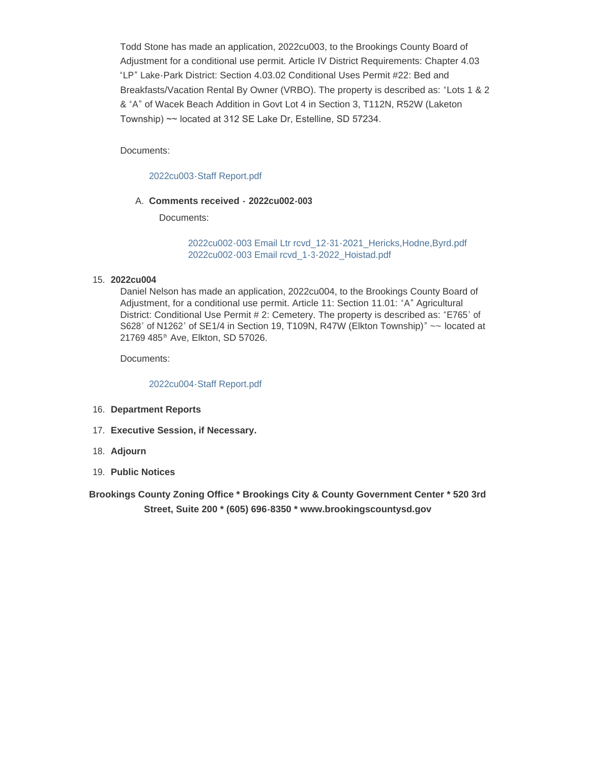Todd Stone has made an application, 2022cu003, to the Brookings County Board of Adjustment for a conditional use permit. Article IV District Requirements: Chapter 4.03 "LP" Lake-Park District: Section 4.03.02 Conditional Uses Permit #22: Bed and Breakfasts/Vacation Rental By Owner (VRBO). The property is described as: "Lots 1 & 2 & "A" of Wacek Beach Addition in Govt Lot 4 in Section 3, T112N, R52W (Laketon Township) ~~ located at 312 SE Lake Dr, Estelline, SD 57234.

Documents:

2022cu003-Staff Report.pdf

A. **Comments received - 2022cu002-003**

   Documents:

   2022cu002-003 Email Ltr rcvd_12-31-2021_Hericks,Hodne,Byrd.pdf
   2022cu002-003 Email rcvd_1-3-2022_Hoistad.pdf

15. **2022cu004**

    Daniel Nelson has made an application, 2022cu004, to the Brookings County Board of Adjustment, for a conditional use permit. Article 11: Section 11.01: "A" Agricultural District: Conditional Use Permit # 2: Cemetery. The property is described as: "E765' of S628' of N1262' of SE1/4 in Section 19, T109N, R47W (Elkton Township)" ~~ located at 21769 485th Ave, Elkton, SD 57026.

    Documents:

    2022cu004-Staff Report.pdf

16. **Department Reports**
17. **Executive Session, if Necessary.**
18. **Adjourn**
19. **Public Notices**

**Brookings County Zoning Office * Brookings City & County Government Center * 520 3rd Street, Suite 200 * (605) 696-8350 * www.brookingscountysd.gov**